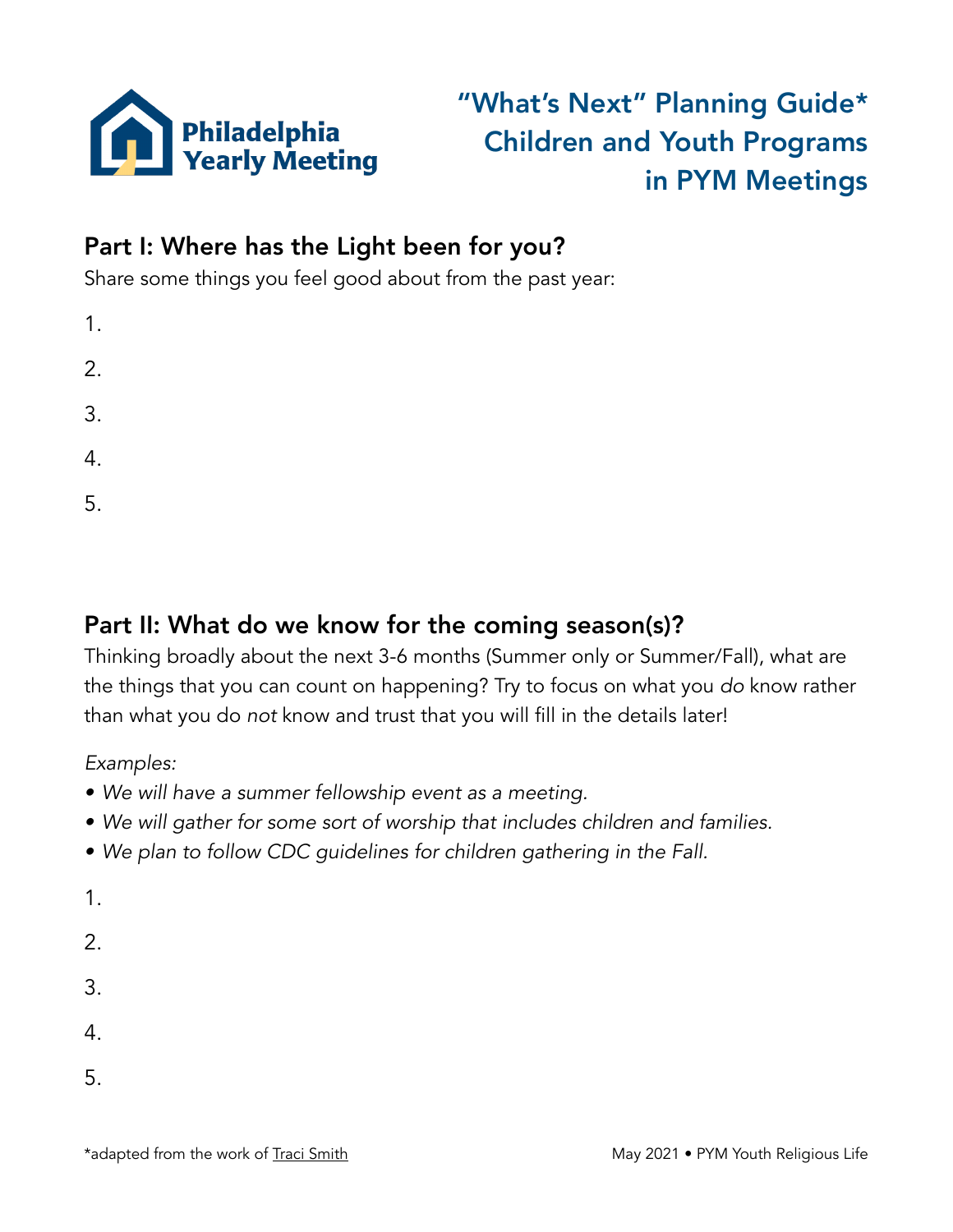Philadelphia Yearly Meeting

# "What's Next" Planning Guide* Children and Youth Programs in PYM Meetings

## Part I: Where has the Light been for you?

Share some things you feel good about from the past year:

1.

2.

3.

4.

5.

## Part II: What do we know for the coming season(s)?

Thinking broadly about the next 3-6 months (Summer only or Summer/Fall), what are the things that you can count on happening? Try to focus on what you *do* know rather than what you do *not* know and trust that you will fill in the details later!

*Examples:*

- *We will have a summer fellowship event as a meeting.*
- *We will gather for some sort of worship that includes children and families.*
- *We plan to follow CDC guidelines for children gathering in the Fall.*

1.

2.

3.

4.

5.

*adapted from the work of Traci Smith

May 2021 • PYM Youth Religious Life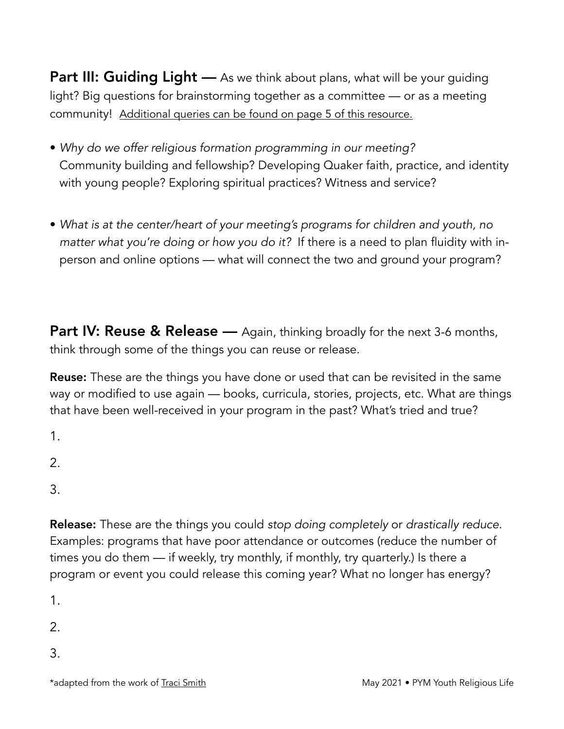**Part III: Guiding Light —** As we think about plans, what will be your guiding light? Big questions for brainstorming together as a committee — or as a meeting community! Additional queries can be found on page 5 of this resource.

- *Why do we offer religious formation programming in our meeting?* Community building and fellowship? Developing Quaker faith, practice, and identity with young people? Exploring spiritual practices? Witness and service?

- *What is at the center/heart of your meeting's programs for children and youth, no matter what you're doing or how you do it?* If there is a need to plan fluidity with in-person and online options — what will connect the two and ground your program?

**Part IV: Reuse & Release —** Again, thinking broadly for the next 3-6 months, think through some of the things you can reuse or release.

**Reuse:** These are the things you have done or used that can be revisited in the same way or modified to use again — books, curricula, stories, projects, etc. What are things that have been well-received in your program in the past? What's tried and true?

1.

2.

3.

**Release:** These are the things you could *stop doing completely* or *drastically reduce*. Examples: programs that have poor attendance or outcomes (reduce the number of times you do them — if weekly, try monthly, if monthly, try quarterly.) Is there a program or event you could release this coming year? What no longer has energy?

1.

2.

3.

*adapted from the work of Traci Smith

May 2021 • PYM Youth Religious Life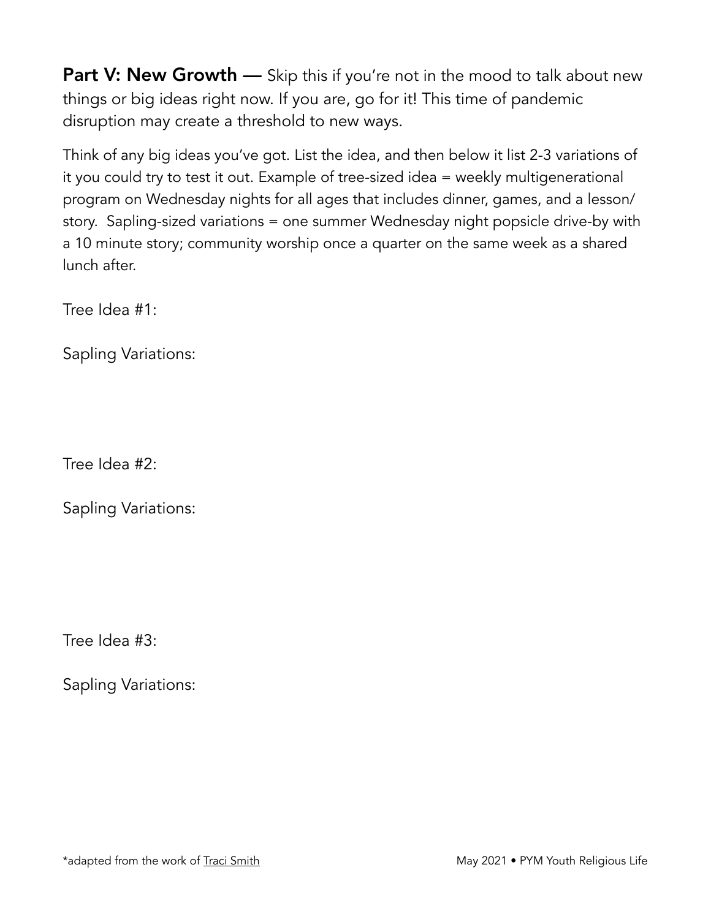**Part V: New Growth —** Skip this if you're not in the mood to talk about new things or big ideas right now. If you are, go for it! This time of pandemic disruption may create a threshold to new ways.

Think of any big ideas you've got. List the idea, and then below it list 2-3 variations of it you could try to test it out. Example of tree-sized idea = weekly multigenerational program on Wednesday nights for all ages that includes dinner, games, and a lesson/ story. Sapling-sized variations = one summer Wednesday night popsicle drive-by with a 10 minute story; community worship once a quarter on the same week as a shared lunch after.

Tree Idea #1:

Sapling Variations:

Tree Idea #2:

Sapling Variations:

Tree Idea #3:

Sapling Variations: